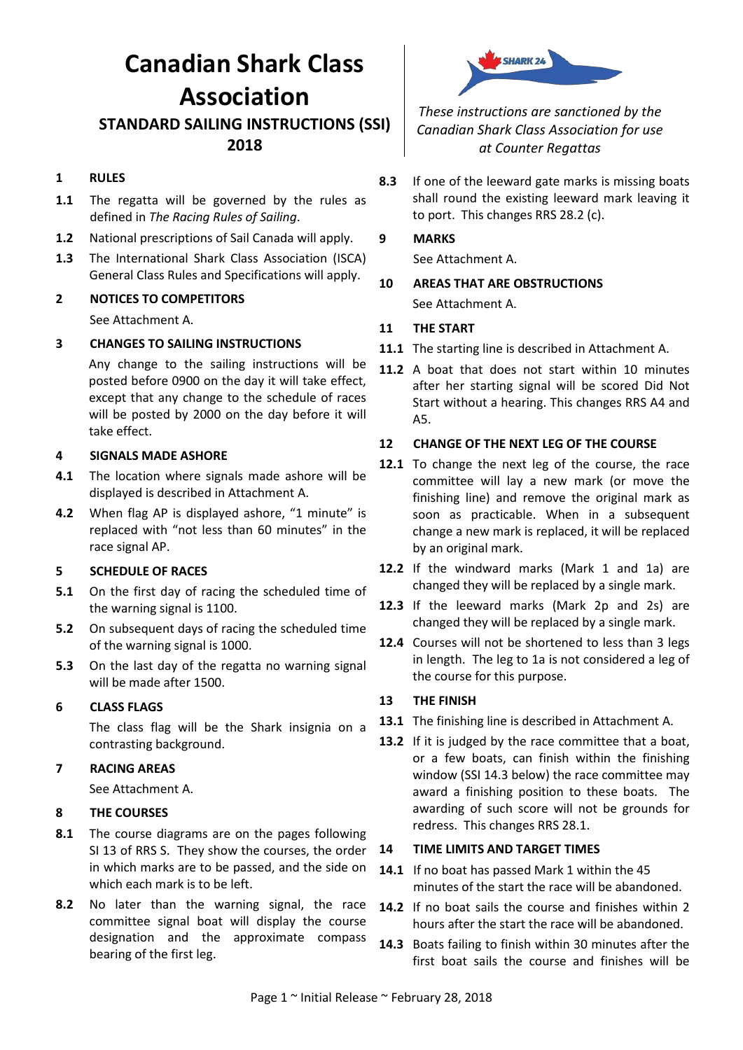# Canadian Shark Class Association

## STANDARD SAILING INSTRUCTIONS (SSI) 2018

*These instructions are sanctioned by the Canadian Shark Class Association for use at Counter Regattas*

### 1 RULES

**1.1** The regatta will be governed by the rules as defined in *The Racing Rules of Sailing*.

**1.2** National prescriptions of Sail Canada will apply.

**1.3** The International Shark Class Association (ISCA) General Class Rules and Specifications will apply.

### 2 NOTICES TO COMPETITORS

See Attachment A.

### 3 CHANGES TO SAILING INSTRUCTIONS

Any change to the sailing instructions will be posted before 0900 on the day it will take effect, except that any change to the schedule of races will be posted by 2000 on the day before it will take effect.

### 4 SIGNALS MADE ASHORE

**4.1** The location where signals made ashore will be displayed is described in Attachment A.

**4.2** When flag AP is displayed ashore, "1 minute" is replaced with "not less than 60 minutes" in the race signal AP.

### 5 SCHEDULE OF RACES

**5.1** On the first day of racing the scheduled time of the warning signal is 1100.

**5.2** On subsequent days of racing the scheduled time of the warning signal is 1000.

**5.3** On the last day of the regatta no warning signal will be made after 1500.

### 6 CLASS FLAGS

The class flag will be the Shark insignia on a contrasting background.

### 7 RACING AREAS

See Attachment A.

### 8 THE COURSES

**8.1** The course diagrams are on the pages following SI 13 of RRS S. They show the courses, the order in which marks are to be passed, and the side on which each mark is to be left.

**8.2** No later than the warning signal, the race committee signal boat will display the course designation and the approximate compass bearing of the first leg.

**8.3** If one of the leeward gate marks is missing boats shall round the existing leeward mark leaving it to port. This changes RRS 28.2 (c).

### 9 MARKS

See Attachment A.

### 10 AREAS THAT ARE OBSTRUCTIONS

See Attachment A.

### 11 THE START

**11.1** The starting line is described in Attachment A.

**11.2** A boat that does not start within 10 minutes after her starting signal will be scored Did Not Start without a hearing. This changes RRS A4 and A5.

### 12 CHANGE OF THE NEXT LEG OF THE COURSE

**12.1** To change the next leg of the course, the race committee will lay a new mark (or move the finishing line) and remove the original mark as soon as practicable. When in a subsequent change a new mark is replaced, it will be replaced by an original mark.

**12.2** If the windward marks (Mark 1 and 1a) are changed they will be replaced by a single mark.

**12.3** If the leeward marks (Mark 2p and 2s) are changed they will be replaced by a single mark.

**12.4** Courses will not be shortened to less than 3 legs in length. The leg to 1a is not considered a leg of the course for this purpose.

### 13 THE FINISH

**13.1** The finishing line is described in Attachment A.

**13.2** If it is judged by the race committee that a boat, or a few boats, can finish within the finishing window (SSI 14.3 below) the race committee may award a finishing position to these boats. The awarding of such score will not be grounds for redress. This changes RRS 28.1.

### 14 TIME LIMITS AND TARGET TIMES

**14.1** If no boat has passed Mark 1 within the 45 minutes of the start the race will be abandoned.

**14.2** If no boat sails the course and finishes within 2 hours after the start the race will be abandoned.

**14.3** Boats failing to finish within 30 minutes after the first boat sails the course and finishes will be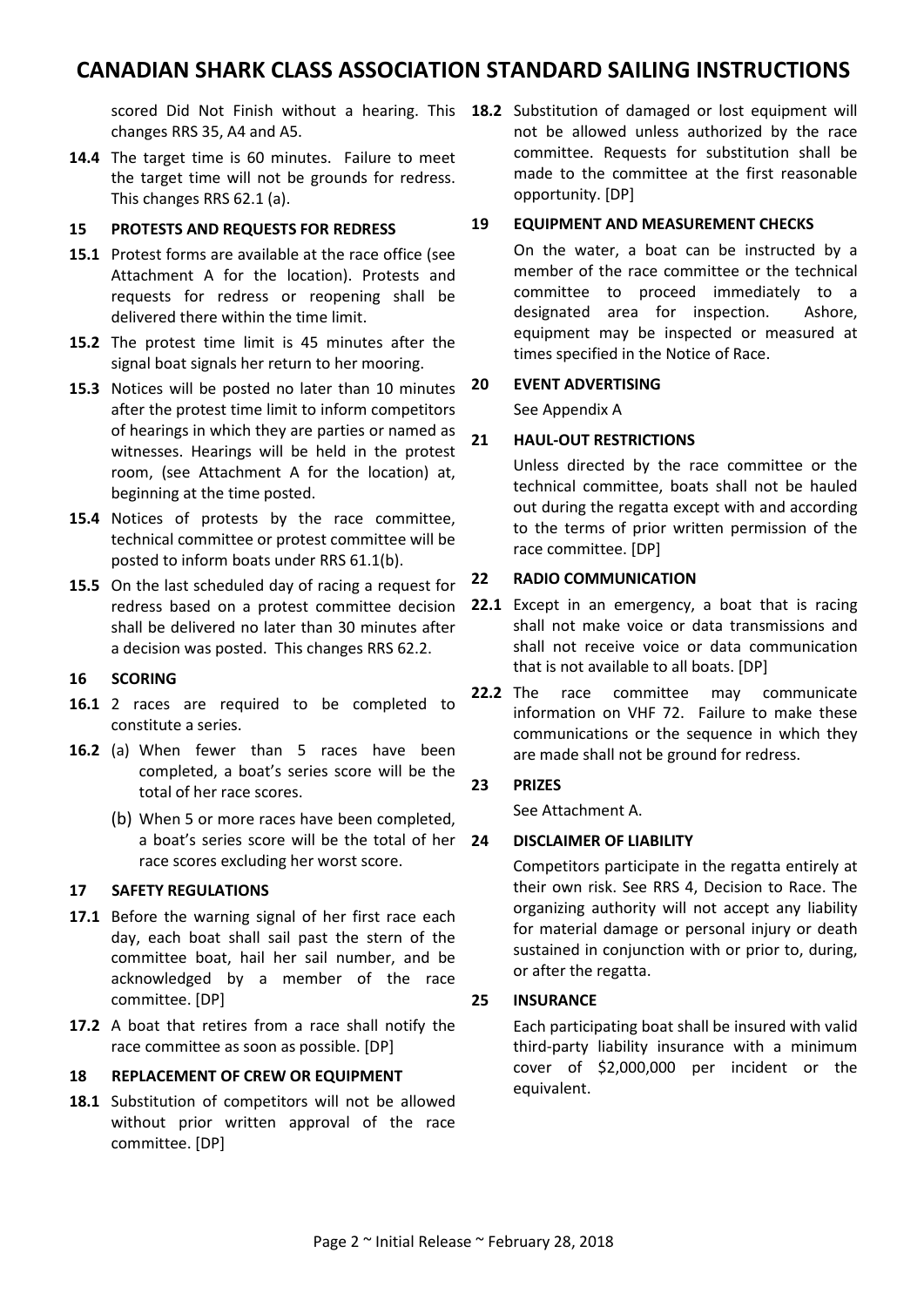scored Did Not Finish without a hearing. This changes RRS 35, A4 and A5.

**14.4** The target time is 60 minutes. Failure to meet the target time will not be grounds for redress. This changes RRS 62.1 (a).

## 15 PROTESTS AND REQUESTS FOR REDRESS

**15.1** Protest forms are available at the race office (see Attachment A for the location). Protests and requests for redress or reopening shall be delivered there within the time limit.

**15.2** The protest time limit is 45 minutes after the signal boat signals her return to her mooring.

**15.3** Notices will be posted no later than 10 minutes after the protest time limit to inform competitors of hearings in which they are parties or named as witnesses. Hearings will be held in the protest room, (see Attachment A for the location) at, beginning at the time posted.

**15.4** Notices of protests by the race committee, technical committee or protest committee will be posted to inform boats under RRS 61.1(b).

**15.5** On the last scheduled day of racing a request for redress based on a protest committee decision shall be delivered no later than 30 minutes after a decision was posted. This changes RRS 62.2.

## 16 SCORING

**16.1** 2 races are required to be completed to constitute a series.

**16.2** (a) When fewer than 5 races have been completed, a boat's series score will be the total of her race scores.

(b) When 5 or more races have been completed, a boat's series score will be the total of her race scores excluding her worst score.

## 17 SAFETY REGULATIONS

**17.1** Before the warning signal of her first race each day, each boat shall sail past the stern of the committee boat, hail her sail number, and be acknowledged by a member of the race committee. [DP]

**17.2** A boat that retires from a race shall notify the race committee as soon as possible. [DP]

## 18 REPLACEMENT OF CREW OR EQUIPMENT

**18.1** Substitution of competitors will not be allowed without prior written approval of the race committee. [DP]

**18.2** Substitution of damaged or lost equipment will not be allowed unless authorized by the race committee. Requests for substitution shall be made to the committee at the first reasonable opportunity. [DP]

## 19 EQUIPMENT AND MEASUREMENT CHECKS

On the water, a boat can be instructed by a member of the race committee or the technical committee to proceed immediately to a designated area for inspection. Ashore, equipment may be inspected or measured at times specified in the Notice of Race.

## 20 EVENT ADVERTISING

See Appendix A

## 21 HAUL-OUT RESTRICTIONS

Unless directed by the race committee or the technical committee, boats shall not be hauled out during the regatta except with and according to the terms of prior written permission of the race committee. [DP]

## 22 RADIO COMMUNICATION

**22.1** Except in an emergency, a boat that is racing shall not make voice or data transmissions and shall not receive voice or data communication that is not available to all boats. [DP]

**22.2** The race committee may communicate information on VHF 72. Failure to make these communications or the sequence in which they are made shall not be ground for redress.

## 23 PRIZES

See Attachment A.

## 24 DISCLAIMER OF LIABILITY

Competitors participate in the regatta entirely at their own risk. See RRS 4, Decision to Race. The organizing authority will not accept any liability for material damage or personal injury or death sustained in conjunction with or prior to, during, or after the regatta.

## 25 INSURANCE

Each participating boat shall be insured with valid third-party liability insurance with a minimum cover of $2,000,000 per incident or the equivalent.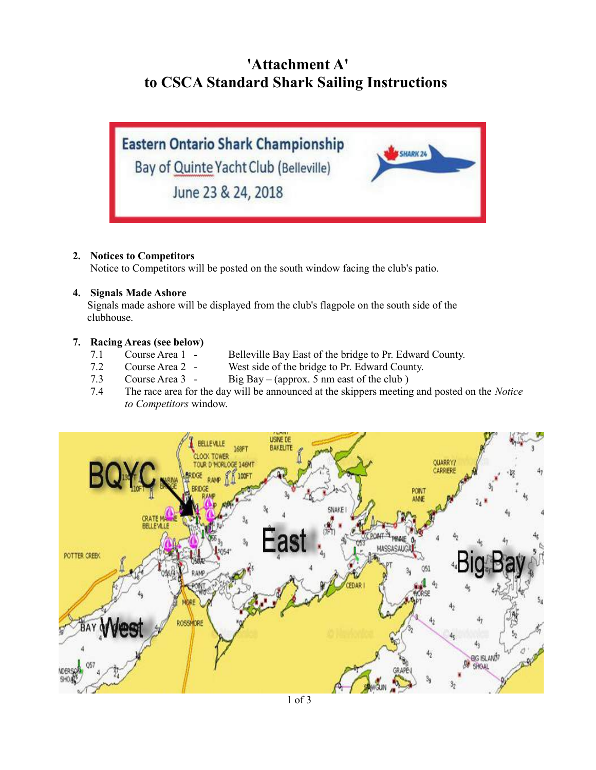# 'Attachment A'
# to CSCA Standard Shark Sailing Instructions

Eastern Ontario Shark Championship
Bay of Quinte Yacht Club (Belleville)
June 23 & 24, 2018

**2. Notices to Competitors**
Notice to Competitors will be posted on the south window facing the club's patio.

**4. Signals Made Ashore**
Signals made ashore will be displayed from the club's flagpole on the south side of the clubhouse.

**7. Racing Areas (see below)**

7.1 Course Area 1 - Belleville Bay East of the bridge to Pr. Edward County.
7.2 Course Area 2 - West side of the bridge to Pr. Edward County.
7.3 Course Area 3 - Big Bay – (approx. 5 nm east of the club )
7.4 The race area for the day will be announced at the skippers meeting and posted on the *Notice to Competitors* window.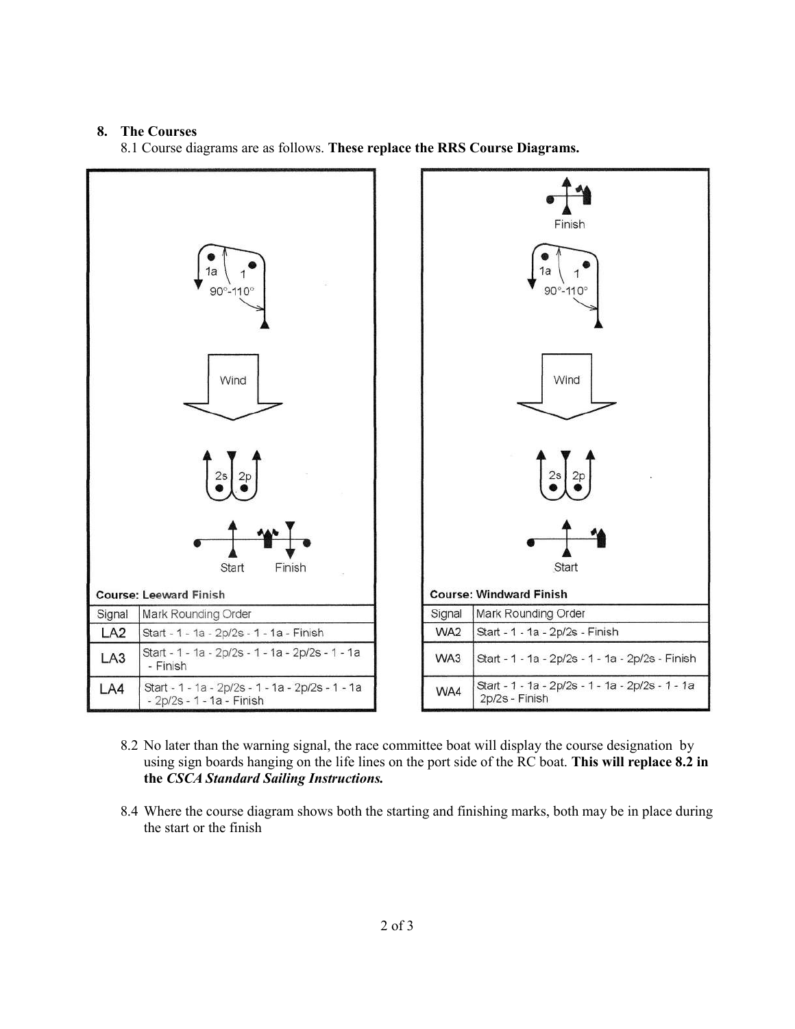## 8. The Courses

8.1 Course diagrams are as follows. **These replace the RRS Course Diagrams.**

**Course: Leeward Finish**

| Signal | Mark Rounding Order |
|---|---|
| LA2 | Start - 1 - 1a - 2p/2s - 1 - 1a - Finish |
| LA3 | Start - 1 - 1a - 2p/2s - 1 - 1a - 2p/2s - 1 - 1a - Finish |
| LA4 | Start - 1 - 1a - 2p/2s - 1 - 1a - 2p/2s - 1 - 1a - 2p/2s - 1 - 1a - Finish |

**Course: Windward Finish**

| Signal | Mark Rounding Order |
|---|---|
| WA2 | Start - 1 - 1a - 2p/2s - Finish |
| WA3 | Start - 1 - 1a - 2p/2s - 1 - 1a - 2p/2s - Finish |
| WA4 | Start - 1 - 1a - 2p/2s - 1 - 1a - 2p/2s - 1 - 1a 2p/2s - Finish |

8.2 No later than the warning signal, the race committee boat will display the course designation by using sign boards hanging on the life lines on the port side of the RC boat. **This will replace 8.2 in the *CSCA Standard Sailing Instructions.***

8.4 Where the course diagram shows both the starting and finishing marks, both may be in place during the start or the finish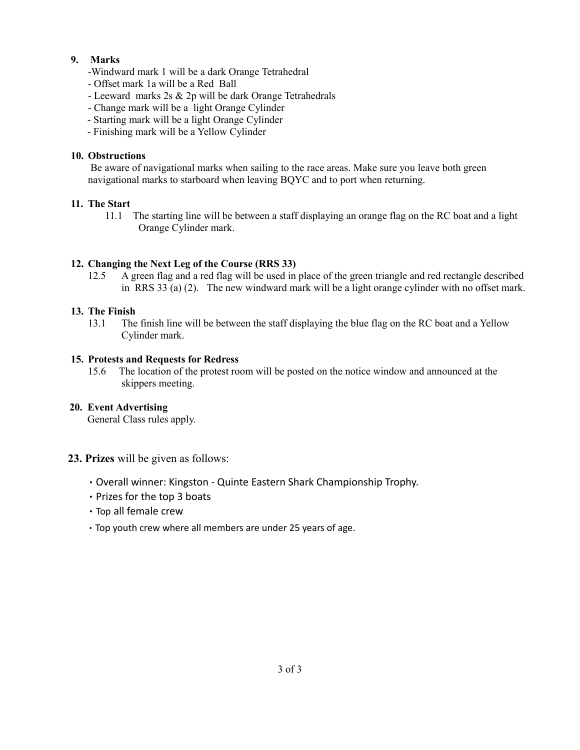## 9. Marks

- Windward mark 1 will be a dark Orange Tetrahedral
- Offset mark 1a will be a Red Ball
- Leeward marks 2s & 2p will be dark Orange Tetrahedrals
- Change mark will be a light Orange Cylinder
- Starting mark will be a light Orange Cylinder
- Finishing mark will be a Yellow Cylinder

## 10. Obstructions

Be aware of navigational marks when sailing to the race areas. Make sure you leave both green navigational marks to starboard when leaving BQYC and to port when returning.

## 11. The Start

11.1 The starting line will be between a staff displaying an orange flag on the RC boat and a light Orange Cylinder mark.

## 12. Changing the Next Leg of the Course (RRS 33)

12.5 A green flag and a red flag will be used in place of the green triangle and red rectangle described in RRS 33 (a) (2). The new windward mark will be a light orange cylinder with no offset mark.

## 13. The Finish

13.1 The finish line will be between the staff displaying the blue flag on the RC boat and a Yellow Cylinder mark.

## 15. Protests and Requests for Redress

15.6 The location of the protest room will be posted on the notice window and announced at the skippers meeting.

## 20. Event Advertising

General Class rules apply.

**23. Prizes** will be given as follows:

- Overall winner: Kingston - Quinte Eastern Shark Championship Trophy.
- Prizes for the top 3 boats
- Top all female crew
- Top youth crew where all members are under 25 years of age.